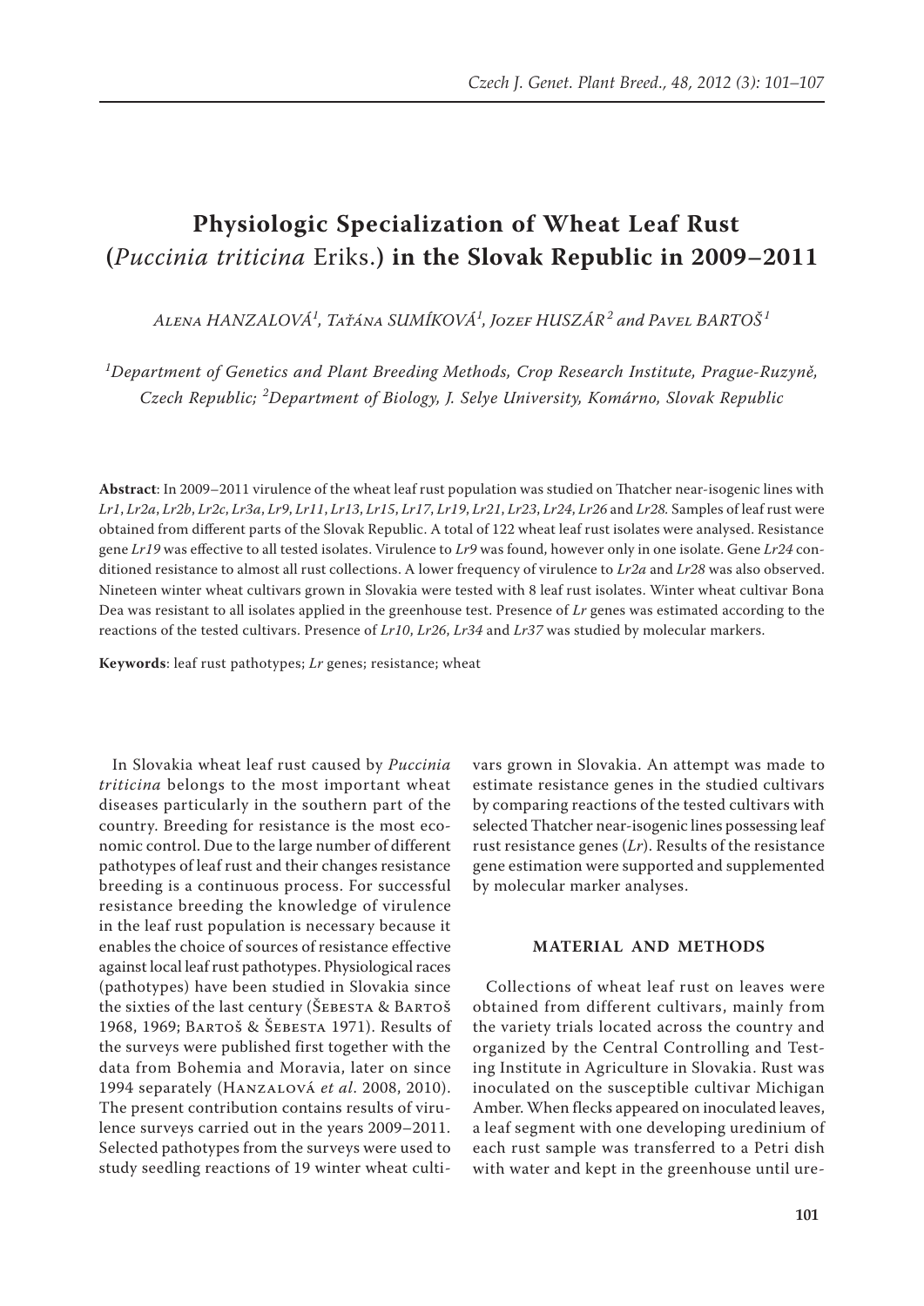# Physiologic Specialization of Wheat Leaf Rust (*Puccinia triticina* Eriks.) in the Slovak Republic in 2009–2011

*Alena HANZALOVÁ[1], Taťána SUMÍKOVÁ[1], Jozef HUSZÁR[2] and Pavel BARTOŠ[1]*

[1]*Department of Genetics and Plant Breeding Methods, Crop Research Institute, Prague-Ruzyně, Czech Republic;* [2]*Department of Biology, J. Selye University, Komárno, Slovak Republic*

**Abstract**: In 2009–2011 virulence of the wheat leaf rust population was studied on Thatcher near-isogenic lines with *Lr1*, *Lr2a*, *Lr2b*, *Lr2c*, *Lr3a*, *Lr9*, *Lr11*, *Lr13*, *Lr15*, *Lr17*, *Lr19*, *Lr21*, *Lr23*, *Lr24*, *Lr26* and *Lr28.* Samples of leaf rust were obtained from different parts of the Slovak Republic. A total of 122 wheat leaf rust isolates were analysed. Resistance gene *Lr19* was effective to all tested isolates. Virulence to *Lr9* was found, however only in one isolate. Gene *Lr24* conditioned resistance to almost all rust collections. A lower frequency of virulence to *Lr2a* and *Lr28* was also observed. Nineteen winter wheat cultivars grown in Slovakia were tested with 8 leaf rust isolates. Winter wheat cultivar Bona Dea was resistant to all isolates applied in the greenhouse test. Presence of *Lr* genes was estimated according to the reactions of the tested cultivars. Presence of *Lr10*, *Lr26*, *Lr34* and *Lr37* was studied by molecular markers.

**Keywords**: leaf rust pathotypes; *Lr* genes; resistance; wheat

In Slovakia wheat leaf rust caused by *Puccinia triticina* belongs to the most important wheat diseases particularly in the southern part of the country. Breeding for resistance is the most economic control. Due to the large number of different pathotypes of leaf rust and their changes resistance breeding is a continuous process. For successful resistance breeding the knowledge of virulence in the leaf rust population is necessary because it enables the choice of sources of resistance effective against local leaf rust pathotypes. Physiological races (pathotypes) have been studied in Slovakia since the sixties of the last century (Šebesta & Bartoš 1968, 1969; Bartoš & Šebesta 1971). Results of the surveys were published first together with the data from Bohemia and Moravia, later on since 1994 separately (Hanzalová *et al*. 2008, 2010). The present contribution contains results of virulence surveys carried out in the years 2009–2011. Selected pathotypes from the surveys were used to study seedling reactions of 19 winter wheat cultivars grown in Slovakia. An attempt was made to estimate resistance genes in the studied cultivars by comparing reactions of the tested cultivars with selected Thatcher near-isogenic lines possessing leaf rust resistance genes (*Lr*). Results of the resistance gene estimation were supported and supplemented by molecular marker analyses.

## MATERIAL AND METHODS

Collections of wheat leaf rust on leaves were obtained from different cultivars, mainly from the variety trials located across the country and organized by the Central Controlling and Testing Institute in Agriculture in Slovakia. Rust was inoculated on the susceptible cultivar Michigan Amber. When flecks appeared on inoculated leaves, a leaf segment with one developing uredinium of each rust sample was transferred to a Petri dish with water and kept in the greenhouse until ure-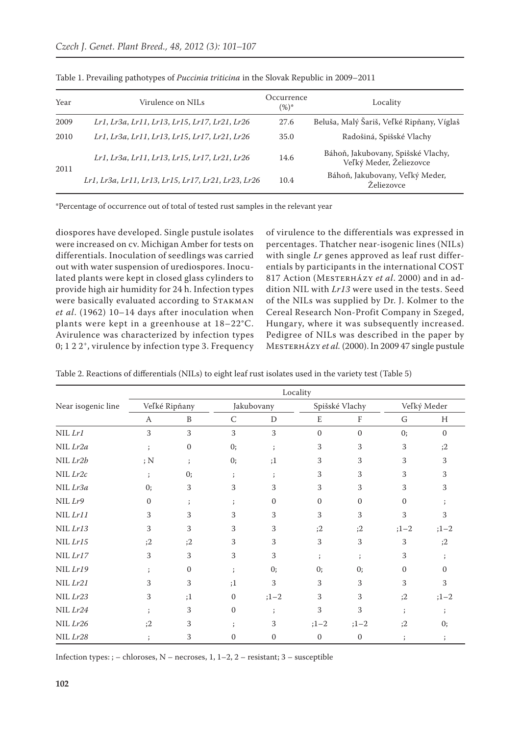Table 1. Prevailing pathotypes of *Puccinia triticina* in the Slovak Republic in 2009–2011

| Year | Virulence on NILs | Occurrence (%)* | Locality |
|---|---|---|---|
| 2009 | *Lr1, Lr3a, Lr11, Lr13, Lr15, Lr17, Lr21, Lr26* | 27.6 | Beluša, Malý Šariš, Veľké Ripňany, Víglaš |
| 2010 | *Lr1, Lr3a, Lr11, Lr13, Lr15, Lr17, Lr21, Lr26* | 35.0 | Radošiná, Spišské Vlachy |
| 2011 | *Lr1, Lr3a, Lr11, Lr13, Lr15, Lr17, Lr21, Lr26* | 14.6 | Báhoň, Jakubovany, Spišské Vlachy, Veľký Meder, Želiezovce |
| | *Lr1, Lr3a, Lr11, Lr13, Lr15, Lr17, Lr21, Lr23, Lr26* | 10.4 | Báhoň, Jakubovany, Veľký Meder, Želiezovce |

*Percentage of occurrence out of total of tested rust samples in the relevant year

diospores have developed. Single pustule isolates were increased on cv. Michigan Amber for tests on differentials. Inoculation of seedlings was carried out with water suspension of urediospores. Inoculated plants were kept in closed glass cylinders to provide high air humidity for 24 h. Infection types were basically evaluated according to Stakman *et al*. (1962) 10–14 days after inoculation when plants were kept in a greenhouse at 18–22°C. Avirulence was characterized by infection types 0; 1 2 $2^+$, virulence by infection type 3. Frequency of virulence to the differentials was expressed in percentages. Thatcher near-isogenic lines (NILs) with single *Lr* genes approved as leaf rust differentials by participants in the international COST 817 Action (Mesterházy *et al*. 2000) and in addition NIL with *Lr13* were used in the tests. Seed of the NILs was supplied by Dr. J. Kolmer to the Cereal Research Non-Profit Company in Szeged, Hungary, where it was subsequently increased. Pedigree of NILs was described in the paper by Mesterházy *et al.* (2000). In 2009 47 single pustule

Table 2. Reactions of differentials (NILs) to eight leaf rust isolates used in the variety test (Table 5)

| Near isogenic line | Locality | | | | | | | |
|---|---|---|---|---|---|---|---|---|
| | Veľké Ripňany | | Jakubovany | | Spišské Vlachy | | Veľký Meder | |
| | A | B | C | D | E | F | G | H |
| NIL *Lr1* | 3 | 3 | 3 | 3 | 0 | 0 | 0; | 0 |
| NIL *Lr2a* | ; | 0 | 0; | ; | 3 | 3 | 3 | ;2 |
| NIL *Lr2b* | ; N | ; | 0; | ;1 | 3 | 3 | 3 | 3 |
| NIL *Lr2c* | ; | 0; | ; | ; | 3 | 3 | 3 | 3 |
| NIL *Lr3a* | 0; | 3 | 3 | 3 | 3 | 3 | 3 | 3 |
| NIL *Lr9* | 0 | ; | ; | 0 | 0 | 0 | 0 | ; |
| NIL *Lr11* | 3 | 3 | 3 | 3 | 3 | 3 | 3 | 3 |
| NIL *Lr13* | 3 | 3 | 3 | 3 | ;2 | ;2 | ;1–2 | ;1–2 |
| NIL *Lr15* | ;2 | ;2 | 3 | 3 | 3 | 3 | 3 | ;2 |
| NIL *Lr17* | 3 | 3 | 3 | 3 | ; | ; | 3 | ; |
| NIL *Lr19* | ; | 0 | ; | 0; | 0; | 0; | 0 | 0 |
| NIL *Lr21* | 3 | 3 | ;1 | 3 | 3 | 3 | 3 | 3 |
| NIL *Lr23* | 3 | ;1 | 0 | ;1–2 | 3 | 3 | ;2 | ;1–2 |
| NIL *Lr24* | ; | 3 | 0 | ; | 3 | 3 | ; | ; |
| NIL *Lr26* | ;2 | 3 | ; | 3 | ;1–2 | ;1–2 | ;2 | 0; |
| NIL *Lr28* | ; | 3 | 0 | 0 | 0 | 0 | ; | ; |

Infection types: ; – chloroses, N – necroses, 1, 1–2, 2 – resistant; 3 – susceptible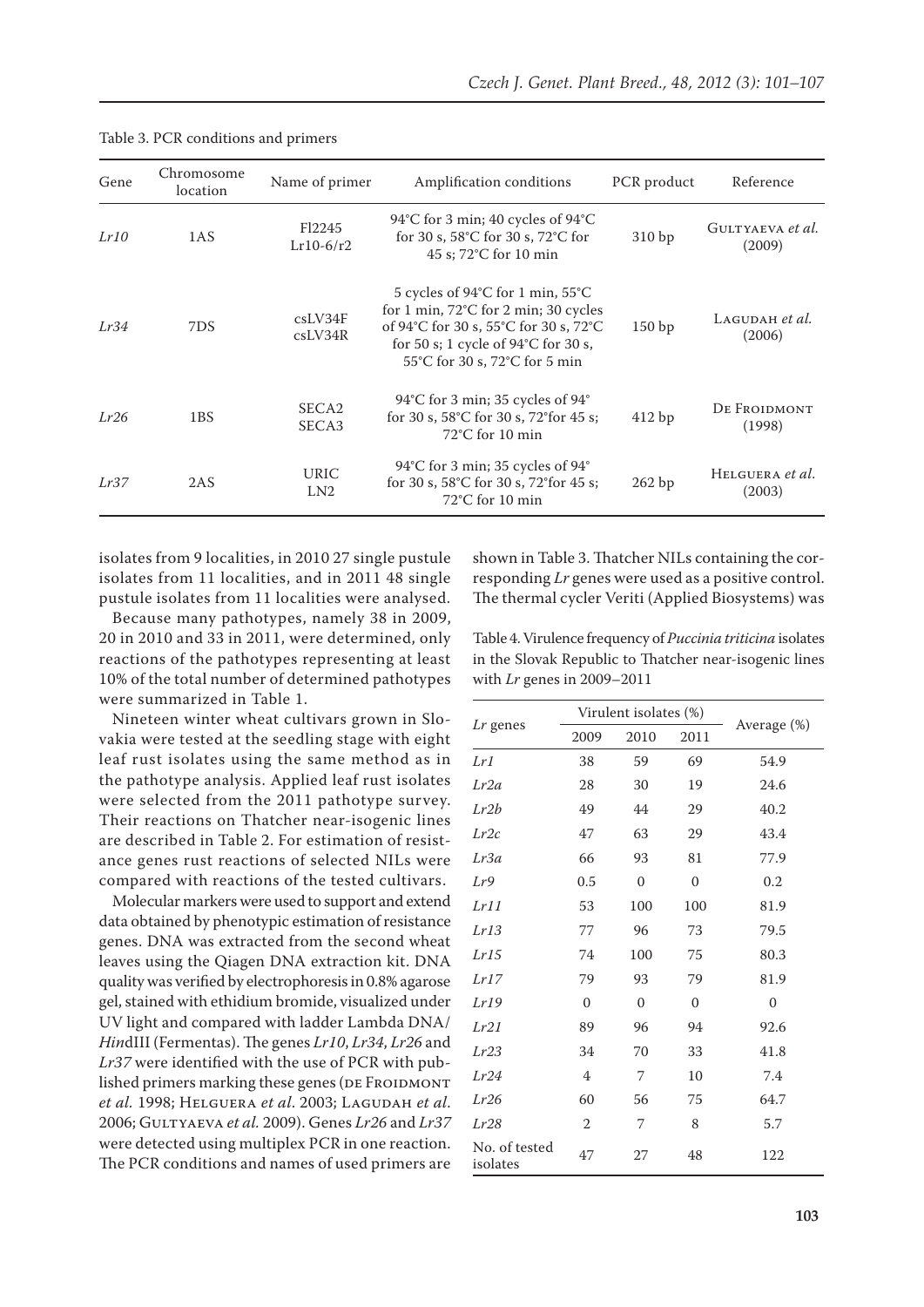Table 3. PCR conditions and primers

| Gene | Chromosome location | Name of primer | Amplification conditions | PCR product | Reference |
|---|---|---|---|---|---|
| *Lr10* | 1AS | Fl2245 Lr10-6/r2 | 94°C for 3 min; 40 cycles of 94°C for 30 s, 58°C for 30 s, 72°C for 45 s; 72°C for 10 min | 310 bp | Gultyaeva *et al.* (2009) |
| *Lr34* | 7DS | csLV34F csLV34R | 5 cycles of 94°C for 1 min, 55°C for 1 min, 72°C for 2 min; 30 cycles of 94°C for 30 s, 55°C for 30 s, 72°C for 50 s; 1 cycle of 94°C for 30 s, 55°C for 30 s, 72°C for 5 min | 150 bp | Lagudah *et al.* (2006) |
| *Lr26* | 1BS | SECA2 SECA3 | 94°C for 3 min; 35 cycles of 94° for 30 s, 58°C for 30 s, 72°for 45 s; 72°C for 10 min | 412 bp | De Froidmont (1998) |
| *Lr37* | 2AS | URIC LN2 | 94°C for 3 min; 35 cycles of 94° for 30 s, 58°C for 30 s, 72°for 45 s; 72°C for 10 min | 262 bp | Helguera *et al.* (2003) |

isolates from 9 localities, in 2010 27 single pustule isolates from 11 localities, and in 2011 48 single pustule isolates from 11 localities were analysed.

Because many pathotypes, namely 38 in 2009, 20 in 2010 and 33 in 2011, were determined, only reactions of the pathotypes representing at least 10% of the total number of determined pathotypes were summarized in Table 1.

Nineteen winter wheat cultivars grown in Slovakia were tested at the seedling stage with eight leaf rust isolates using the same method as in the pathotype analysis. Applied leaf rust isolates were selected from the 2011 pathotype survey. Their reactions on Thatcher near-isogenic lines are described in Table 2. For estimation of resistance genes rust reactions of selected NILs were compared with reactions of the tested cultivars.

Molecular markers were used to support and extend data obtained by phenotypic estimation of resistance genes. DNA was extracted from the second wheat leaves using the Qiagen DNA extraction kit. DNA quality was verified by electrophoresis in 0.8% agarose gel, stained with ethidium bromide, visualized under UV light and compared with ladder Lambda DNA/*Hin*dIII (Fermentas). The genes *Lr10*, *Lr34*, *Lr26* and *Lr37* were identified with the use of PCR with published primers marking these genes (de Froidmont *et al.* 1998; Helguera *et al.* 2003; Lagudah *et al.* 2006; Gultyaeva *et al.* 2009). Genes *Lr26* and *Lr37* were detected using multiplex PCR in one reaction. The PCR conditions and names of used primers are shown in Table 3. Thatcher NILs containing the corresponding *Lr* genes were used as a positive control. The thermal cycler Veriti (Applied Biosystems) was

Table 4. Virulence frequency of *Puccinia triticina* isolates in the Slovak Republic to Thatcher near-isogenic lines with *Lr* genes in 2009–2011

| *Lr* genes | Virulent isolates (%) | | | Average (%) |
|---|---|---|---|---|
| | 2009 | 2010 | 2011 | |
| *Lr1* | 38 | 59 | 69 | 54.9 |
| *Lr2a* | 28 | 30 | 19 | 24.6 |
| *Lr2b* | 49 | 44 | 29 | 40.2 |
| *Lr2c* | 47 | 63 | 29 | 43.4 |
| *Lr3a* | 66 | 93 | 81 | 77.9 |
| *Lr9* | 0.5 | 0 | 0 | 0.2 |
| *Lr11* | 53 | 100 | 100 | 81.9 |
| *Lr13* | 77 | 96 | 73 | 79.5 |
| *Lr15* | 74 | 100 | 75 | 80.3 |
| *Lr17* | 79 | 93 | 79 | 81.9 |
| *Lr19* | 0 | 0 | 0 | 0 |
| *Lr21* | 89 | 96 | 94 | 92.6 |
| *Lr23* | 34 | 70 | 33 | 41.8 |
| *Lr24* | 4 | 7 | 10 | 7.4 |
| *Lr26* | 60 | 56 | 75 | 64.7 |
| *Lr28* | 2 | 7 | 8 | 5.7 |
| No. of tested isolates | 47 | 27 | 48 | 122 |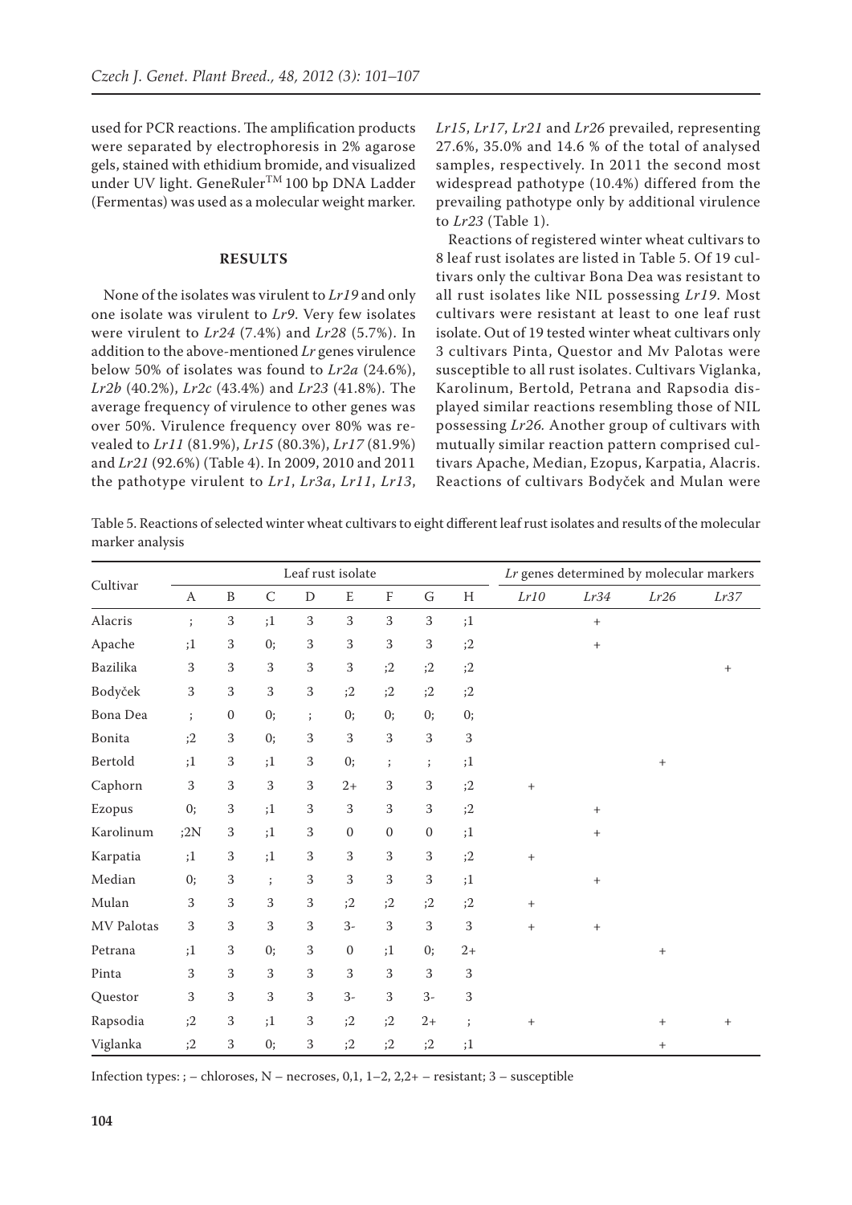used for PCR reactions. The amplification products were separated by electrophoresis in 2% agarose gels, stained with ethidium bromide, and visualized under UV light. GeneRuler™ 100 bp DNA Ladder (Fermentas) was used as a molecular weight marker.

## RESULTS

None of the isolates was virulent to *Lr19* and only one isolate was virulent to *Lr9*. Very few isolates were virulent to *Lr24* (7.4%) and *Lr28* (5.7%). In addition to the above-mentioned *Lr* genes virulence below 50% of isolates was found to *Lr2a* (24.6%), *Lr2b* (40.2%), *Lr2c* (43.4%) and *Lr23* (41.8%). The average frequency of virulence to other genes was over 50%. Virulence frequency over 80% was revealed to *Lr11* (81.9%), *Lr15* (80.3%), *Lr17* (81.9%) and *Lr21* (92.6%) (Table 4). In 2009, 2010 and 2011 the pathotype virulent to *Lr1*, *Lr3a*, *Lr11*, *Lr13*, *Lr15*, *Lr17*, *Lr21* and *Lr26* prevailed, representing 27.6%, 35.0% and 14.6 % of the total of analysed samples, respectively. In 2011 the second most widespread pathotype (10.4%) differed from the prevailing pathotype only by additional virulence to *Lr23* (Table 1).

Reactions of registered winter wheat cultivars to 8 leaf rust isolates are listed in Table 5. Of 19 cultivars only the cultivar Bona Dea was resistant to all rust isolates like NIL possessing *Lr19*. Most cultivars were resistant at least to one leaf rust isolate. Out of 19 tested winter wheat cultivars only 3 cultivars Pinta, Questor and Mv Palotas were susceptible to all rust isolates. Cultivars Viglanka, Karolinum, Bertold, Petrana and Rapsodia displayed similar reactions resembling those of NIL possessing *Lr26.* Another group of cultivars with mutually similar reaction pattern comprised cultivars Apache, Median, Ezopus, Karpatia, Alacris. Reactions of cultivars Bodyček and Mulan were

Table 5. Reactions of selected winter wheat cultivars to eight different leaf rust isolates and results of the molecular marker analysis

| Cultivar | Leaf rust isolate | | | | | | | | *Lr* genes determined by molecular markers | | | |
|---|---|---|---|---|---|---|---|---|---|---|---|---|
| | A | B | C | D | E | F | G | H | *Lr10* | *Lr34* | *Lr26* | *Lr37* |
| Alacris | ; | 3 | ;1 | 3 | 3 | 3 | 3 | ;1 | | + | | |
| Apache | ;1 | 3 | 0; | 3 | 3 | 3 | 3 | ;2 | | + | | |
| Bazilika | 3 | 3 | 3 | 3 | 3 | ;2 | ;2 | ;2 | | | | + |
| Bodyček | 3 | 3 | 3 | 3 | ;2 | ;2 | ;2 | ;2 | | | | |
| Bona Dea | ; | 0 | 0; | ; | 0; | 0; | 0; | 0; | | | | |
| Bonita | ;2 | 3 | 0; | 3 | 3 | 3 | 3 | 3 | | | | |
| Bertold | ;1 | 3 | ;1 | 3 | 0; | ; | ; | ;1 | | | + | |
| Caphorn | 3 | 3 | 3 | 3 | 2+ | 3 | 3 | ;2 | + | | | |
| Ezopus | 0; | 3 | ;1 | 3 | 3 | 3 | 3 | ;2 | | + | | |
| Karolinum | ;2N | 3 | ;1 | 3 | 0 | 0 | 0 | ;1 | | + | | |
| Karpatia | ;1 | 3 | ;1 | 3 | 3 | 3 | 3 | ;2 | + | | | |
| Median | 0; | 3 | ; | 3 | 3 | 3 | 3 | ;1 | | + | | |
| Mulan | 3 | 3 | 3 | 3 | ;2 | ;2 | ;2 | ;2 | + | | | |
| MV Palotas | 3 | 3 | 3 | 3 | 3- | 3 | 3 | 3 | + | + | | |
| Petrana | ;1 | 3 | 0; | 3 | 0 | ;1 | 0; | 2+ | | | + | |
| Pinta | 3 | 3 | 3 | 3 | 3 | 3 | 3 | 3 | | | | |
| Questor | 3 | 3 | 3 | 3 | 3- | 3 | 3- | 3 | | | | |
| Rapsodia | ;2 | 3 | ;1 | 3 | ;2 | ;2 | 2+ | ; | + | | + | + |
| Viglanka | ;2 | 3 | 0; | 3 | ;2 | ;2 | ;2 | ;1 | | | + | |

Infection types: ; – chloroses, N – necroses, 0,1, 1–2, 2,2+ – resistant; 3 – susceptible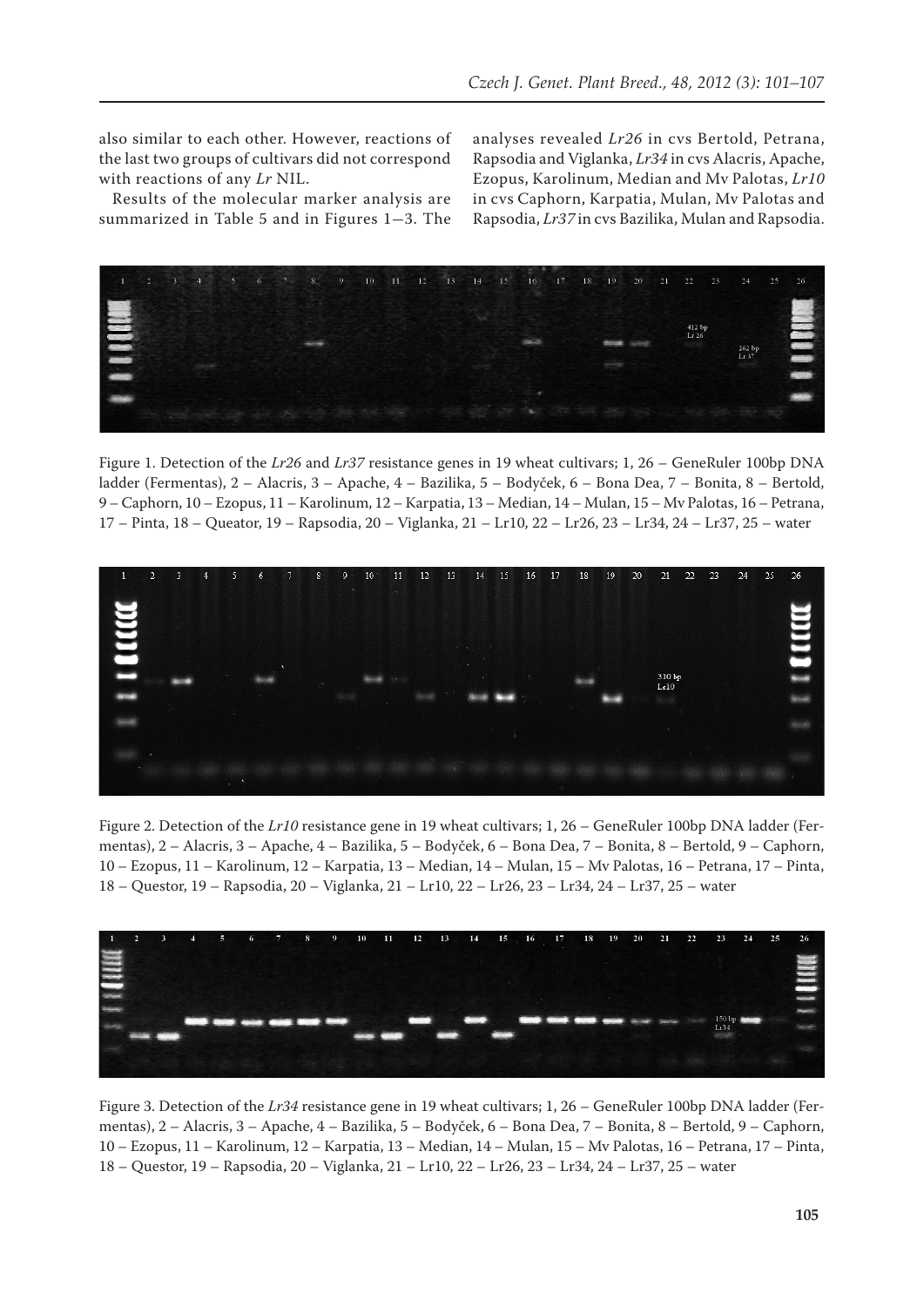also similar to each other. However, reactions of the last two groups of cultivars did not correspond with reactions of any *Lr* NIL.

Results of the molecular marker analysis are summarized in Table 5 and in Figures 1–3. The analyses revealed *Lr26* in cvs Bertold, Petrana, Rapsodia and Viglanka, *Lr34* in cvs Alacris, Apache, Ezopus, Karolinum, Median and Mv Palotas, *Lr10* in cvs Caphorn, Karpatia, Mulan, Mv Palotas and Rapsodia, *Lr37* in cvs Bazilika, Mulan and Rapsodia.

Figure 1. Detection of the *Lr26* and *Lr37* resistance genes in 19 wheat cultivars; 1, 26 – GeneRuler 100bp DNA ladder (Fermentas), 2 – Alacris, 3 – Apache, 4 – Bazilika, 5 – Bodyček, 6 – Bona Dea, 7 – Bonita, 8 – Bertold, 9 – Caphorn, 10 – Ezopus, 11 – Karolinum, 12 – Karpatia, 13 – Median, 14 – Mulan, 15 – Mv Palotas, 16 – Petrana, 17 – Pinta, 18 – Queator, 19 – Rapsodia, 20 – Viglanka, 21 – Lr10, 22 – Lr26, 23 – Lr34, 24 – Lr37, 25 – water

Figure 2. Detection of the *Lr10* resistance gene in 19 wheat cultivars; 1, 26 – GeneRuler 100bp DNA ladder (Fermentas), 2 – Alacris, 3 – Apache, 4 – Bazilika, 5 – Bodyček, 6 – Bona Dea, 7 – Bonita, 8 – Bertold, 9 – Caphorn, 10 – Ezopus, 11 – Karolinum, 12 – Karpatia, 13 – Median, 14 – Mulan, 15 – Mv Palotas, 16 – Petrana, 17 – Pinta, 18 – Questor, 19 – Rapsodia, 20 – Viglanka, 21 – Lr10, 22 – Lr26, 23 – Lr34, 24 – Lr37, 25 – water

Figure 3. Detection of the *Lr34* resistance gene in 19 wheat cultivars; 1, 26 – GeneRuler 100bp DNA ladder (Fermentas), 2 – Alacris, 3 – Apache, 4 – Bazilika, 5 – Bodyček, 6 – Bona Dea, 7 – Bonita, 8 – Bertold, 9 – Caphorn, 10 – Ezopus, 11 – Karolinum, 12 – Karpatia, 13 – Median, 14 – Mulan, 15 – Mv Palotas, 16 – Petrana, 17 – Pinta, 18 – Questor, 19 – Rapsodia, 20 – Viglanka, 21 – Lr10, 22 – Lr26, 23 – Lr34, 24 – Lr37, 25 – water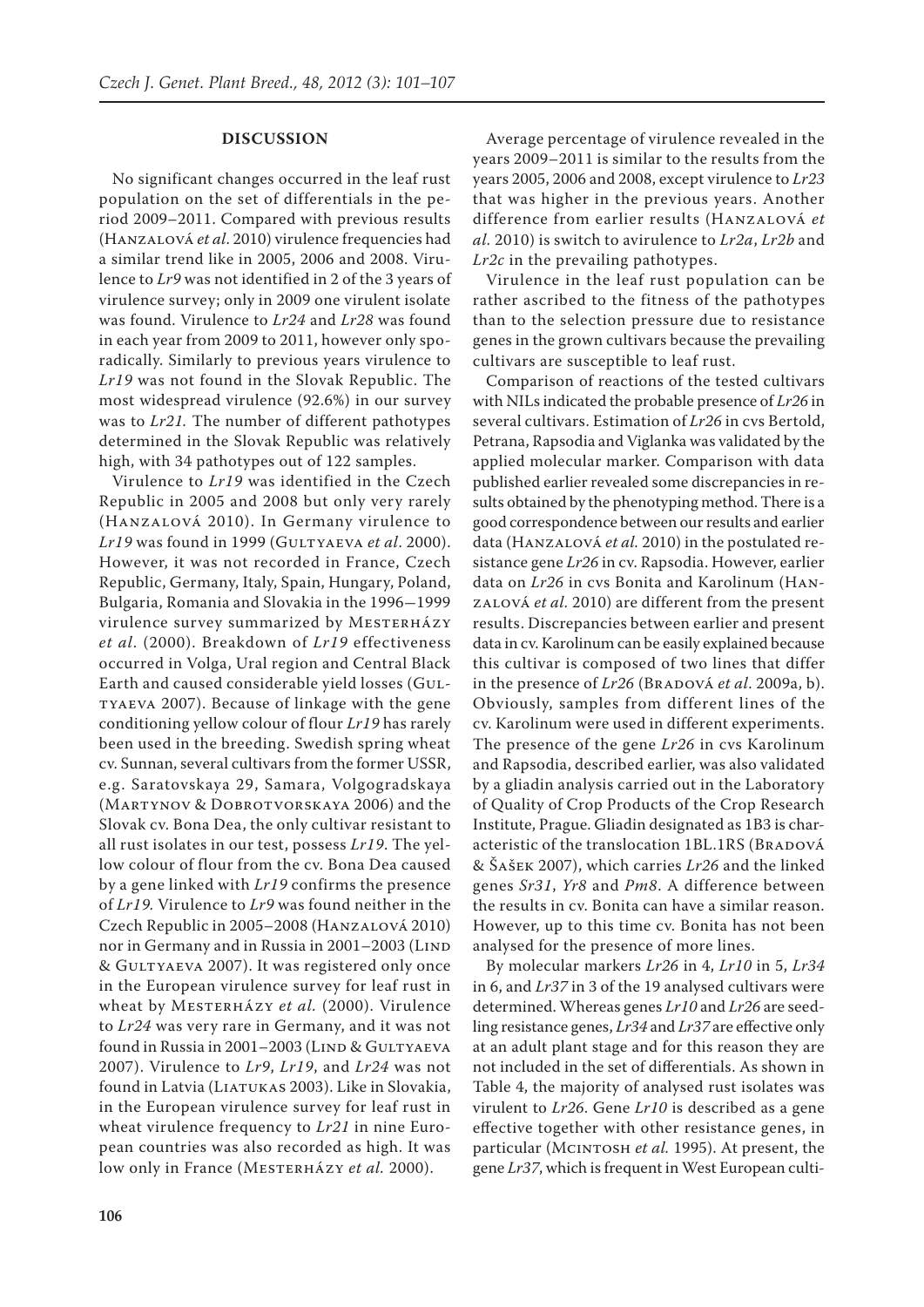## DISCUSSION

No significant changes occurred in the leaf rust population on the set of differentials in the period 2009–2011. Compared with previous results (Hanzalová *et al.* 2010) virulence frequencies had a similar trend like in 2005, 2006 and 2008. Virulence to *Lr9* was not identified in 2 of the 3 years of virulence survey; only in 2009 one virulent isolate was found. Virulence to *Lr24* and *Lr28* was found in each year from 2009 to 2011, however only sporadically. Similarly to previous years virulence to *Lr19* was not found in the Slovak Republic. The most widespread virulence (92.6%) in our survey was to *Lr21*. The number of different pathotypes determined in the Slovak Republic was relatively high, with 34 pathotypes out of 122 samples.

Virulence to *Lr19* was identified in the Czech Republic in 2005 and 2008 but only very rarely (Hanzalová 2010). In Germany virulence to *Lr19* was found in 1999 (Gultyaeva *et al.* 2000). However, it was not recorded in France, Czech Republic, Germany, Italy, Spain, Hungary, Poland, Bulgaria, Romania and Slovakia in the 1996–1999 virulence survey summarized by Mesterházy *et al.* (2000). Breakdown of *Lr19* effectiveness occurred in Volga, Ural region and Central Black Earth and caused considerable yield losses (Gultyaeva 2007). Because of linkage with the gene conditioning yellow colour of flour *Lr19* has rarely been used in the breeding. Swedish spring wheat cv. Sunnan, several cultivars from the former USSR, e.g. Saratovskaya 29, Samara, Volgogradskaya (Martynov & Dobrotvorskaya 2006) and the Slovak cv. Bona Dea, the only cultivar resistant to all rust isolates in our test, possess *Lr19*. The yellow colour of flour from the cv. Bona Dea caused by a gene linked with *Lr19* confirms the presence of *Lr19*. Virulence to *Lr9* was found neither in the Czech Republic in 2005–2008 (Hanzalová 2010) nor in Germany and in Russia in 2001–2003 (Lind & Gultyaeva 2007). It was registered only once in the European virulence survey for leaf rust in wheat by Mesterházy *et al.* (2000). Virulence to *Lr24* was very rare in Germany, and it was not found in Russia in 2001–2003 (Lind & Gultyaeva 2007). Virulence to *Lr9*, *Lr19*, and *Lr24* was not found in Latvia (Liatukas 2003). Like in Slovakia, in the European virulence survey for leaf rust in wheat virulence frequency to *Lr21* in nine European countries was also recorded as high. It was low only in France (Mesterházy *et al.* 2000).

Average percentage of virulence revealed in the years 2009–2011 is similar to the results from the years 2005, 2006 and 2008, except virulence to *Lr23* that was higher in the previous years. Another difference from earlier results (Hanzalová *et al.* 2010) is switch to avirulence to *Lr2a*, *Lr2b* and *Lr2c* in the prevailing pathotypes.

Virulence in the leaf rust population can be rather ascribed to the fitness of the pathotypes than to the selection pressure due to resistance genes in the grown cultivars because the prevailing cultivars are susceptible to leaf rust.

Comparison of reactions of the tested cultivars with NILs indicated the probable presence of *Lr26* in several cultivars. Estimation of *Lr26* in cvs Bertold, Petrana, Rapsodia and Viglanka was validated by the applied molecular marker. Comparison with data published earlier revealed some discrepancies in results obtained by the phenotyping method. There is a good correspondence between our results and earlier data (Hanzalová *et al.* 2010) in the postulated resistance gene *Lr26* in cv. Rapsodia. However, earlier data on *Lr26* in cvs Bonita and Karolinum (Hanzalová *et al.* 2010) are different from the present results. Discrepancies between earlier and present data in cv. Karolinum can be easily explained because this cultivar is composed of two lines that differ in the presence of *Lr26* (Bradová *et al.* 2009a, b). Obviously, samples from different lines of the cv. Karolinum were used in different experiments. The presence of the gene *Lr26* in cvs Karolinum and Rapsodia, described earlier, was also validated by a gliadin analysis carried out in the Laboratory of Quality of Crop Products of the Crop Research Institute, Prague. Gliadin designated as 1B3 is characteristic of the translocation 1BL.1RS (Bradová & Šašek 2007), which carries *Lr26* and the linked genes *Sr31*, *Yr8* and *Pm8*. A difference between the results in cv. Bonita can have a similar reason. However, up to this time cv. Bonita has not been analysed for the presence of more lines.

By molecular markers *Lr26* in 4, *Lr10* in 5, *Lr34* in 6, and *Lr37* in 3 of the 19 analysed cultivars were determined. Whereas genes *Lr10* and *Lr26* are seedling resistance genes, *Lr34* and *Lr37* are effective only at an adult plant stage and for this reason they are not included in the set of differentials. As shown in Table 4, the majority of analysed rust isolates was virulent to *Lr26*. Gene *Lr10* is described as a gene effective together with other resistance genes, in particular (McIntosh *et al.* 1995). At present, the gene *Lr37*, which is frequent in West European culti-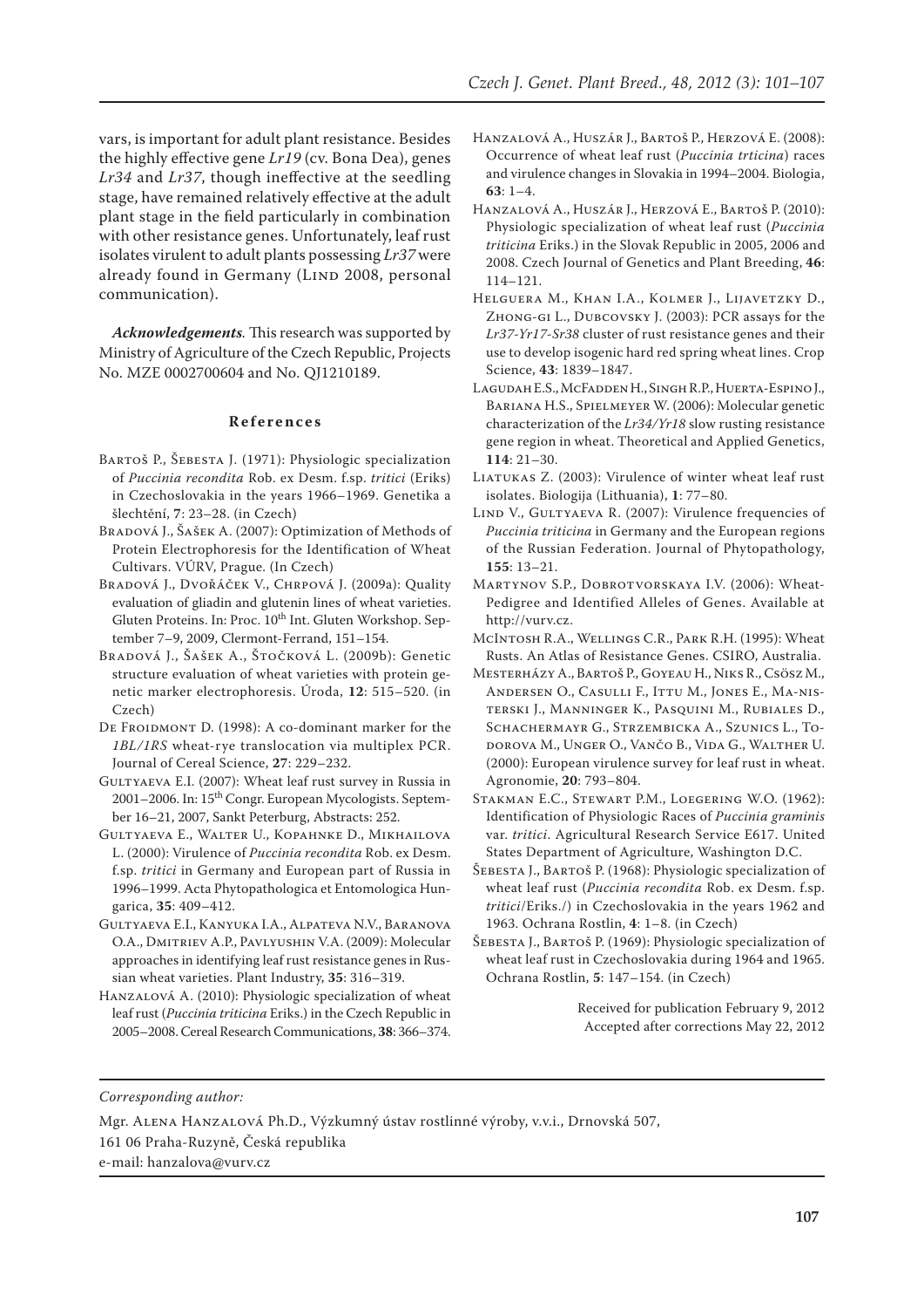vars, is important for adult plant resistance. Besides the highly effective gene *Lr19* (cv. Bona Dea), genes *Lr34* and *Lr37*, though ineffective at the seedling stage, have remained relatively effective at the adult plant stage in the field particularly in combination with other resistance genes. Unfortunately, leaf rust isolates virulent to adult plants possessing *Lr37* were already found in Germany (Lind 2008, personal communication).

***Acknowledgements**.* This research was supported by Ministry of Agriculture of the Czech Republic, Projects No. MZE 0002700604 and No. QJ1210189.

## References

Bartoš P., Šebesta J. (1971): Physiologic specialization of *Puccinia recondita* Rob. ex Desm. f.sp. *tritici* (Eriks) in Czechoslovakia in the years 1966–1969. Genetika a šlechtění, **7**: 23–28. (in Czech)

Bradová J., Šašek A. (2007): Optimization of Methods of Protein Electrophoresis for the Identification of Wheat Cultivars. VÚRV, Prague. (In Czech)

Bradová J., Dvořáček V., Chrpová J. (2009a): Quality evaluation of gliadin and glutenin lines of wheat varieties. Gluten Proteins. In: Proc. 10th Int. Gluten Workshop. September 7–9, 2009, Clermont-Ferrand, 151–154.

Bradová J., Šašek A., Štočková L. (2009b): Genetic structure evaluation of wheat varieties with protein genetic marker electrophoresis. Úroda, **12**: 515–520. (in Czech)

De Froidmont D. (1998): A co-dominant marker for the *1BL/1RS* wheat-rye translocation via multiplex PCR. Journal of Cereal Science, **27**: 229–232.

Gultyaeva E.I. (2007): Wheat leaf rust survey in Russia in 2001–2006. In: 15th Congr. European Mycologists. September 16–21, 2007, Sankt Peterburg, Abstracts: 252.

Gultyaeva E., Walter U., Kopahnke D., Mikhailova L. (2000): Virulence of *Puccinia recondita* Rob. ex Desm. f.sp. *tritici* in Germany and European part of Russia in 1996–1999. Acta Phytopathologica et Entomologica Hungarica, **35**: 409–412.

Gultyaeva E.I., Kanyuka I.A., Alpateva N.V., Baranova O.A., Dmitriev A.P., Pavlyushin V.A. (2009): Molecular approaches in identifying leaf rust resistance genes in Russian wheat varieties. Plant Industry, **35**: 316–319.

Hanzalová A. (2010): Physiologic specialization of wheat leaf rust (*Puccinia triticina* Eriks.) in the Czech Republic in 2005–2008. Cereal Research Communications, **38**: 366–374.

Hanzalová A., Huszár J., Bartoš P., Herzová E. (2008): Occurrence of wheat leaf rust (*Puccinia trticina*) races and virulence changes in Slovakia in 1994–2004. Biologia, **63**: 1–4.

Hanzalová A., Huszár J., Herzová E., Bartoš P. (2010): Physiologic specialization of wheat leaf rust (*Puccinia triticina* Eriks.) in the Slovak Republic in 2005, 2006 and 2008. Czech Journal of Genetics and Plant Breeding, **46**: 114–121.

Helguera M., Khan I.A., Kolmer J., Lijavetzky D., Zhong-gi L., Dubcovsky J. (2003): PCR assays for the *Lr37-Yr17-Sr38* cluster of rust resistance genes and their use to develop isogenic hard red spring wheat lines. Crop Science, **43**: 1839–1847.

Lagudah E.S., McFadden H., Singh R.P., Huerta-Espino J., Bariana H.S., Spielmeyer W. (2006): Molecular genetic characterization of the *Lr34/Yr18* slow rusting resistance gene region in wheat. Theoretical and Applied Genetics, **114**: 21–30.

Liatukas Z. (2003): Virulence of winter wheat leaf rust isolates. Biologija (Lithuania), **1**: 77–80.

Lind V., Gultyaeva R. (2007): Virulence frequencies of *Puccinia triticina* in Germany and the European regions of the Russian Federation. Journal of Phytopathology, **155**: 13–21.

Martynov S.P., Dobrotvorskaya I.V. (2006): Wheat-Pedigree and Identified Alleles of Genes. Available at http://vurv.cz.

McIntosh R.A., Wellings C.R., Park R.H. (1995): Wheat Rusts. An Atlas of Resistance Genes. CSIRO, Australia.

Mesterházy A., Bartoš P., Goyeau H., Niks R., Csösz M., Andersen O., Casulli F., Ittu M., Jones E., Manisterski J., Manninger K., Pasquini M., Rubiales D., Schachermayr G., Strzembicka A., Szunics L., Todorova M., Unger O., Vančo B., Vida G., Walther U. (2000): European virulence survey for leaf rust in wheat. Agronomie, **20**: 793–804.

Stakman E.C., Stewart P.M., Loegering W.O. (1962): Identification of Physiologic Races of *Puccinia graminis* var. *tritici*. Agricultural Research Service E617. United States Department of Agriculture, Washington D.C.

Šebesta J., Bartoš P. (1968): Physiologic specialization of wheat leaf rust (*Puccinia recondita* Rob. ex Desm. f.sp. *tritici*/Eriks./) in Czechoslovakia in the years 1962 and 1963. Ochrana Rostlin, **4**: 1–8. (in Czech)

Šebesta J., Bartoš P. (1969): Physiologic specialization of wheat leaf rust in Czechoslovakia during 1964 and 1965. Ochrana Rostlin, **5**: 147–154. (in Czech)

Received for publication February 9, 2012
Accepted after corrections May 22, 2012

*Corresponding author:*

Mgr. Alena Hanzalová Ph.D., Výzkumný ústav rostlinné výroby, v.v.i., Drnovská 507,
161 06 Praha-Ruzyně, Česká republika
e-mail: hanzalova@vurv.cz